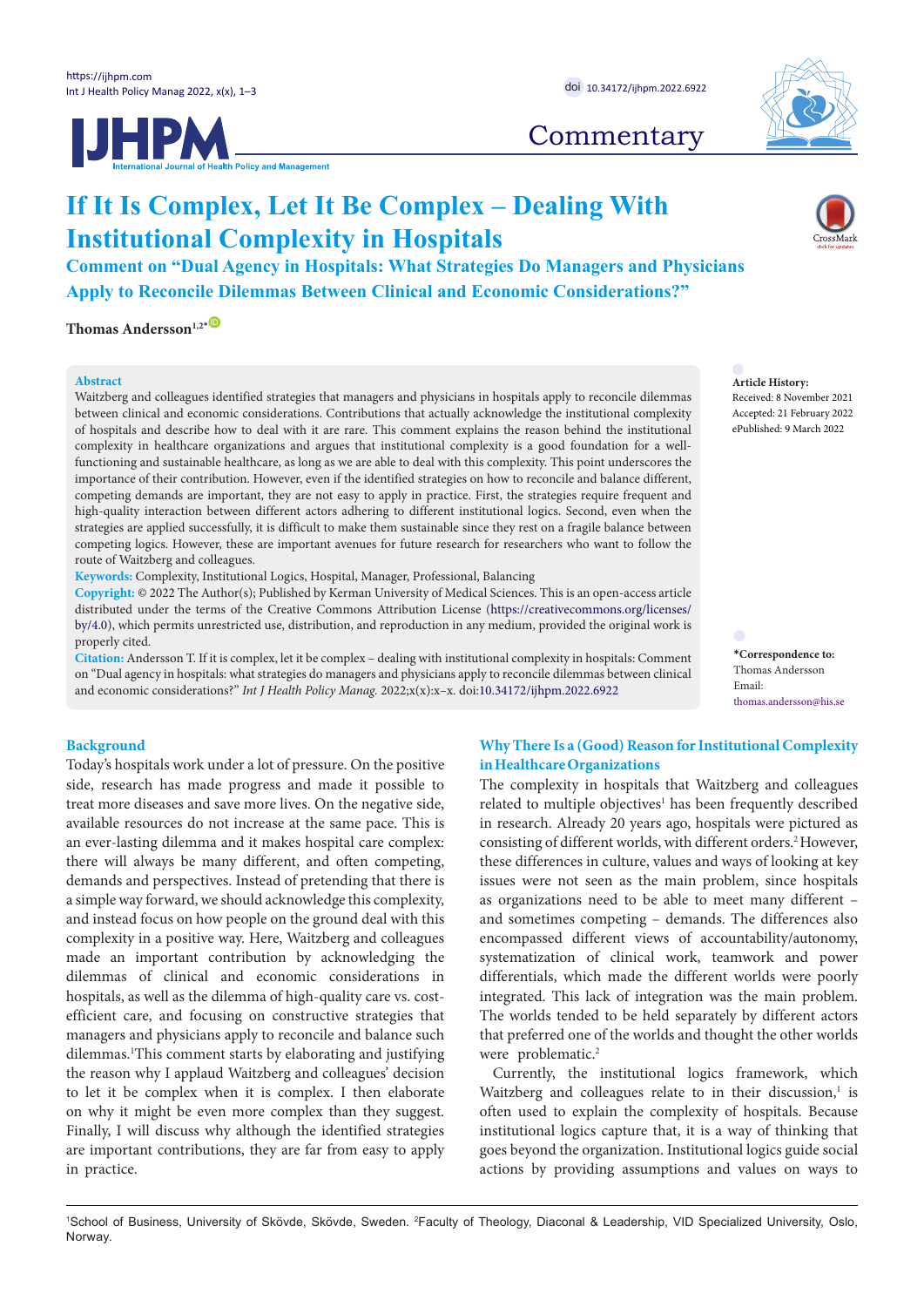Commentary

# If It Is Complex, Let It Be Complex – Dealing With Institutional Complexity in Hospitals

## Comment on "Dual Agency in Hospitals: What Strategies Do Managers and Physicians Apply to Reconcile Dilemmas Between Clinical and Economic Considerations?"

**Thomas Andersson**[1,2*]

**Abstract**

Waitzberg and colleagues identified strategies that managers and physicians in hospitals apply to reconcile dilemmas between clinical and economic considerations. Contributions that actually acknowledge the institutional complexity of hospitals and describe how to deal with it are rare. This comment explains the reason behind the institutional complexity in healthcare organizations and argues that institutional complexity is a good foundation for a well-functioning and sustainable healthcare, as long as we are able to deal with this complexity. This point underscores the importance of their contribution. However, even if the identified strategies on how to reconcile and balance different, competing demands are important, they are not easy to apply in practice. First, the strategies require frequent and high-quality interaction between different actors adhering to different institutional logics. Second, even when the strategies are applied successfully, it is difficult to make them sustainable since they rest on a fragile balance between competing logics. However, these are important avenues for future research for researchers who want to follow the route of Waitzberg and colleagues.

**Keywords:** Complexity, Institutional Logics, Hospital, Manager, Professional, Balancing

**Copyright:** © 2022 The Author(s); Published by Kerman University of Medical Sciences. This is an open-access article distributed under the terms of the Creative Commons Attribution License (https://creativecommons.org/licenses/by/4.0), which permits unrestricted use, distribution, and reproduction in any medium, provided the original work is properly cited.

**Citation:** Andersson T. If it is complex, let it be complex – dealing with institutional complexity in hospitals: Comment on "Dual agency in hospitals: what strategies do managers and physicians apply to reconcile dilemmas between clinical and economic considerations?" *Int J Health Policy Manag.* 2022;x(x):x–x. doi:10.34172/ijhpm.2022.6922

**Article History:**
Received: 8 November 2021
Accepted: 21 February 2022
ePublished: 9 March 2022

**\*Correspondence to:**
Thomas Andersson
Email: thomas.andersson@his.se

## Background

Today's hospitals work under a lot of pressure. On the positive side, research has made progress and made it possible to treat more diseases and save more lives. On the negative side, available resources do not increase at the same pace. This is an ever-lasting dilemma and it makes hospital care complex: there will always be many different, and often competing, demands and perspectives. Instead of pretending that there is a simple way forward, we should acknowledge this complexity, and instead focus on how people on the ground deal with this complexity in a positive way. Here, Waitzberg and colleagues made an important contribution by acknowledging the dilemmas of clinical and economic considerations in hospitals, as well as the dilemma of high-quality care vs. cost-efficient care, and focusing on constructive strategies that managers and physicians apply to reconcile and balance such dilemmas.[1] This comment starts by elaborating and justifying the reason why I applaud Waitzberg and colleagues' decision to let it be complex when it is complex. I then elaborate on why it might be even more complex than they suggest. Finally, I will discuss why although the identified strategies are important contributions, they are far from easy to apply in practice.

## Why There Is a (Good) Reason for Institutional Complexity in Healthcare Organizations

The complexity in hospitals that Waitzberg and colleagues related to multiple objectives[1] has been frequently described in research. Already 20 years ago, hospitals were pictured as consisting of different worlds, with different orders.[2] However, these differences in culture, values and ways of looking at key issues were not seen as the main problem, since hospitals as organizations need to be able to meet many different – and sometimes competing – demands. The differences also encompassed different views of accountability/autonomy, systematization of clinical work, teamwork and power differentials, which made the different worlds were poorly integrated. This lack of integration was the main problem. The worlds tended to be held separately by different actors that preferred one of the worlds and thought the other worlds were problematic.[2]

Currently, the institutional logics framework, which Waitzberg and colleagues relate to in their discussion,[1] is often used to explain the complexity of hospitals. Because institutional logics capture that, it is a way of thinking that goes beyond the organization. Institutional logics guide social actions by providing assumptions and values on ways to

[1]School of Business, University of Skövde, Skövde, Sweden. [2]Faculty of Theology, Diaconal & Leadership, VID Specialized University, Oslo, Norway.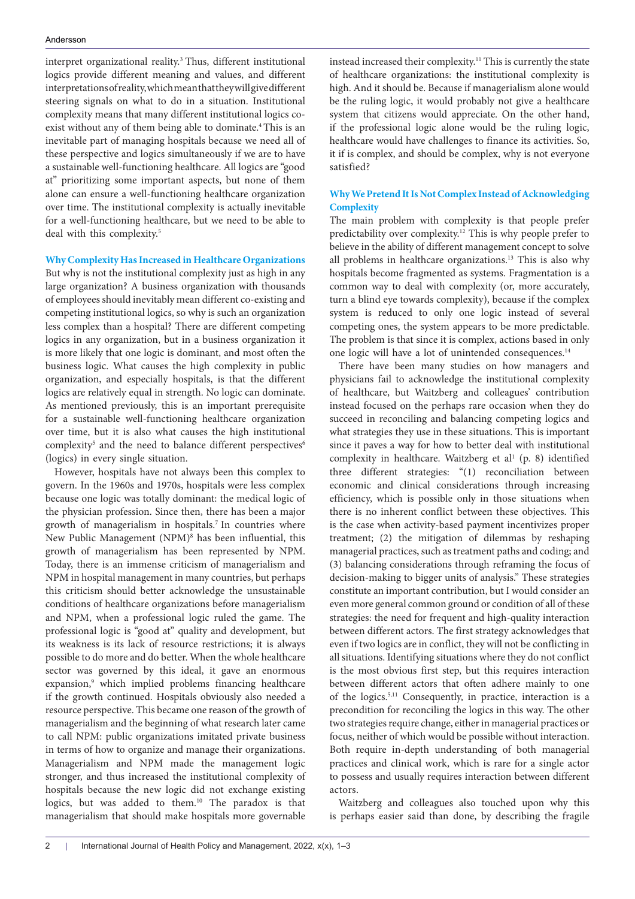interpret organizational reality.[3] Thus, different institutional logics provide different meaning and values, and different interpretations of reality, which mean that they will give different steering signals on what to do in a situation. Institutional complexity means that many different institutional logics co-exist without any of them being able to dominate.[4] This is an inevitable part of managing hospitals because we need all of these perspective and logics simultaneously if we are to have a sustainable well-functioning healthcare. All logics are "good at" prioritizing some important aspects, but none of them alone can ensure a well-functioning healthcare organization over time. The institutional complexity is actually inevitable for a well-functioning healthcare, but we need to be able to deal with this complexity.[5]

## Why Complexity Has Increased in Healthcare Organizations

But why is not the institutional complexity just as high in any large organization? A business organization with thousands of employees should inevitably mean different co-existing and competing institutional logics, so why is such an organization less complex than a hospital? There are different competing logics in any organization, but in a business organization it is more likely that one logic is dominant, and most often the business logic. What causes the high complexity in public organization, and especially hospitals, is that the different logics are relatively equal in strength. No logic can dominate. As mentioned previously, this is an important prerequisite for a sustainable well-functioning healthcare organization over time, but it is also what causes the high institutional complexity[5] and the need to balance different perspectives[6] (logics) in every single situation.

However, hospitals have not always been this complex to govern. In the 1960s and 1970s, hospitals were less complex because one logic was totally dominant: the medical logic of the physician profession. Since then, there has been a major growth of managerialism in hospitals.[7] In countries where New Public Management (NPM)[8] has been influential, this growth of managerialism has been represented by NPM. Today, there is an immense criticism of managerialism and NPM in hospital management in many countries, but perhaps this criticism should better acknowledge the unsustainable conditions of healthcare organizations before managerialism and NPM, when a professional logic ruled the game. The professional logic is "good at" quality and development, but its weakness is its lack of resource restrictions; it is always possible to do more and do better. When the whole healthcare sector was governed by this ideal, it gave an enormous expansion,[9] which implied problems financing healthcare if the growth continued. Hospitals obviously also needed a resource perspective. This became one reason of the growth of managerialism and the beginning of what research later came to call NPM: public organizations imitated private business in terms of how to organize and manage their organizations. Managerialism and NPM made the management logic stronger, and thus increased the institutional complexity of hospitals because the new logic did not exchange existing logics, but was added to them.[10] The paradox is that managerialism that should make hospitals more governable instead increased their complexity.[11] This is currently the state of healthcare organizations: the institutional complexity is high. And it should be. Because if managerialism alone would be the ruling logic, it would probably not give a healthcare system that citizens would appreciate. On the other hand, if the professional logic alone would be the ruling logic, healthcare would have challenges to finance its activities. So, it if is complex, and should be complex, why is not everyone satisfied?

## Why We Pretend It Is Not Complex Instead of Acknowledging Complexity

The main problem with complexity is that people prefer predictability over complexity.[12] This is why people prefer to believe in the ability of different management concept to solve all problems in healthcare organizations.[13] This is also why hospitals become fragmented as systems. Fragmentation is a common way to deal with complexity (or, more accurately, turn a blind eye towards complexity), because if the complex system is reduced to only one logic instead of several competing ones, the system appears to be more predictable. The problem is that since it is complex, actions based in only one logic will have a lot of unintended consequences.[14]

There have been many studies on how managers and physicians fail to acknowledge the institutional complexity of healthcare, but Waitzberg and colleagues' contribution instead focused on the perhaps rare occasion when they do succeed in reconciling and balancing competing logics and what strategies they use in these situations. This is important since it paves a way for how to better deal with institutional complexity in healthcare. Waitzberg et al[1] (p. 8) identified three different strategies: "(1) reconciliation between economic and clinical considerations through increasing efficiency, which is possible only in those situations when there is no inherent conflict between these objectives. This is the case when activity-based payment incentivizes proper treatment; (2) the mitigation of dilemmas by reshaping managerial practices, such as treatment paths and coding; and (3) balancing considerations through reframing the focus of decision-making to bigger units of analysis." These strategies constitute an important contribution, but I would consider an even more general common ground or condition of all of these strategies: the need for frequent and high-quality interaction between different actors. The first strategy acknowledges that even if two logics are in conflict, they will not be conflicting in all situations. Identifying situations where they do not conflict is the most obvious first step, but this requires interaction between different actors that often adhere mainly to one of the logics.[5,11] Consequently, in practice, interaction is a precondition for reconciling the logics in this way. The other two strategies require change, either in managerial practices or focus, neither of which would be possible without interaction. Both require in-depth understanding of both managerial practices and clinical work, which is rare for a single actor to possess and usually requires interaction between different actors.

Waitzberg and colleagues also touched upon why this is perhaps easier said than done, by describing the fragile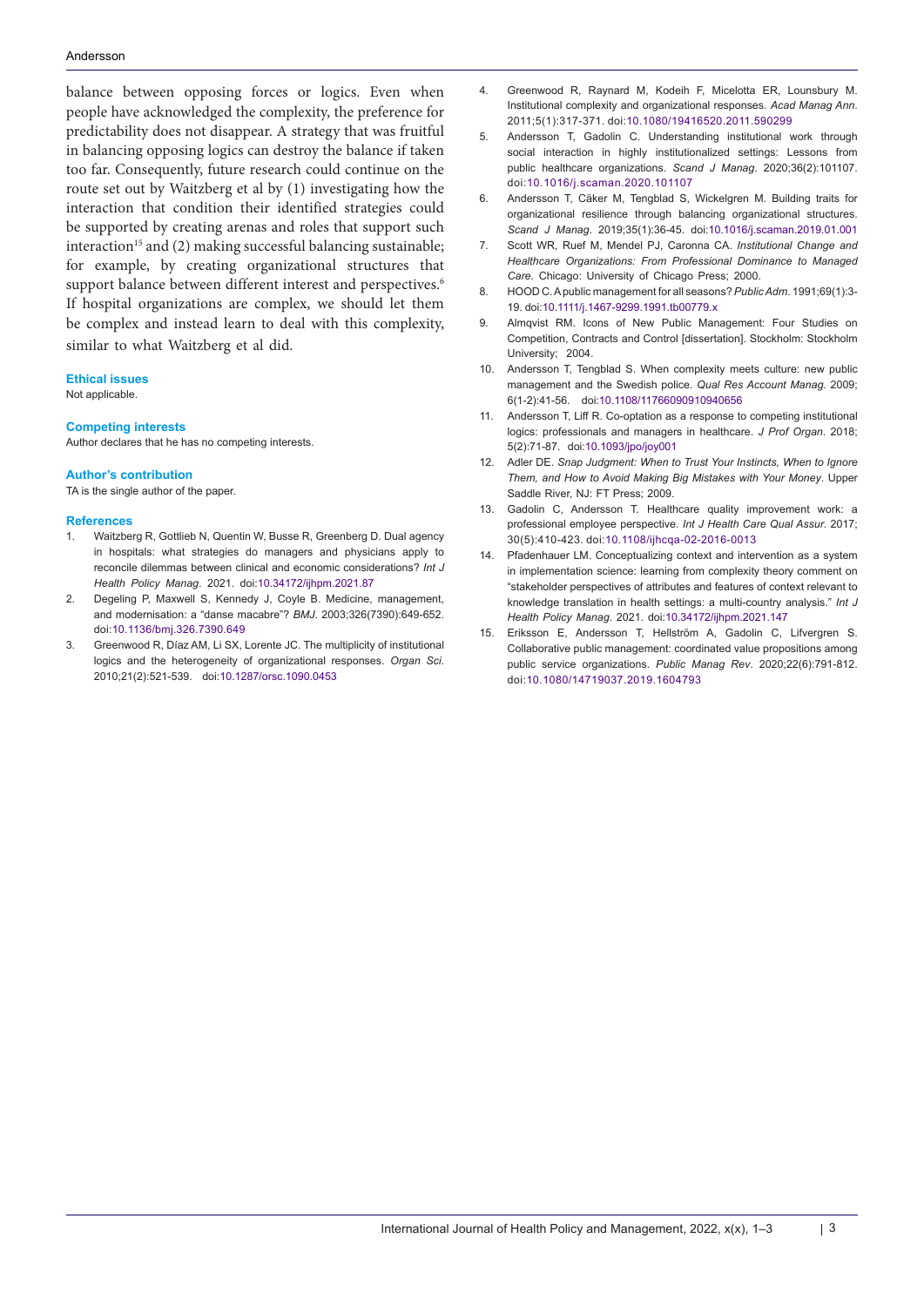balance between opposing forces or logics. Even when people have acknowledged the complexity, the preference for predictability does not disappear. A strategy that was fruitful in balancing opposing logics can destroy the balance if taken too far. Consequently, future research could continue on the route set out by Waitzberg et al by (1) investigating how the interaction that condition their identified strategies could be supported by creating arenas and roles that support such interaction[15] and (2) making successful balancing sustainable; for example, by creating organizational structures that support balance between different interest and perspectives.[6] If hospital organizations are complex, we should let them be complex and instead learn to deal with this complexity, similar to what Waitzberg et al did.

### Ethical issues

Not applicable.

### Competing interests

Author declares that he has no competing interests.

### Author's contribution

TA is the single author of the paper.

### References

1. Waitzberg R, Gottlieb N, Quentin W, Busse R, Greenberg D. Dual agency in hospitals: what strategies do managers and physicians apply to reconcile dilemmas between clinical and economic considerations? *Int J Health Policy Manag*. 2021. doi:10.34172/ijhpm.2021.87
2. Degeling P, Maxwell S, Kennedy J, Coyle B. Medicine, management, and modernisation: a "danse macabre"? *BMJ*. 2003;326(7390):649-652. doi:10.1136/bmj.326.7390.649
3. Greenwood R, Díaz AM, Li SX, Lorente JC. The multiplicity of institutional logics and the heterogeneity of organizational responses. *Organ Sci*. 2010;21(2):521-539. doi:10.1287/orsc.1090.0453
4. Greenwood R, Raynard M, Kodeih F, Micelotta ER, Lounsbury M. Institutional complexity and organizational responses. *Acad Manag Ann*. 2011;5(1):317-371. doi:10.1080/19416520.2011.590299
5. Andersson T, Gadolin C. Understanding institutional work through social interaction in highly institutionalized settings: Lessons from public healthcare organizations. *Scand J Manag*. 2020;36(2):101107. doi:10.1016/j.scaman.2020.101107
6. Andersson T, Cäker M, Tengblad S, Wickelgren M. Building traits for organizational resilience through balancing organizational structures. *Scand J Manag*. 2019;35(1):36-45. doi:10.1016/j.scaman.2019.01.001
7. Scott WR, Ruef M, Mendel PJ, Caronna CA. *Institutional Change and Healthcare Organizations: From Professional Dominance to Managed Care*. Chicago: University of Chicago Press; 2000.
8. HOOD C. A public management for all seasons? *Public Adm*. 1991;69(1):3-19. doi:10.1111/j.1467-9299.1991.tb00779.x
9. Almqvist RM. Icons of New Public Management: Four Studies on Competition, Contracts and Control [dissertation]. Stockholm: Stockholm University; 2004.
10. Andersson T, Tengblad S. When complexity meets culture: new public management and the Swedish police. *Qual Res Account Manag*. 2009; 6(1-2):41-56. doi:10.1108/11766090910940656
11. Andersson T, Liff R. Co-optation as a response to competing institutional logics: professionals and managers in healthcare. *J Prof Organ*. 2018; 5(2):71-87. doi:10.1093/jpo/joy001
12. Adler DE. *Snap Judgment: When to Trust Your Instincts, When to Ignore Them, and How to Avoid Making Big Mistakes with Your Money*. Upper Saddle River, NJ: FT Press; 2009.
13. Gadolin C, Andersson T. Healthcare quality improvement work: a professional employee perspective. *Int J Health Care Qual Assur*. 2017; 30(5):410-423. doi:10.1108/ijhcqa-02-2016-0013
14. Pfadenhauer LM. Conceptualizing context and intervention as a system in implementation science: learning from complexity theory comment on "stakeholder perspectives of attributes and features of context relevant to knowledge translation in health settings: a multi-country analysis." *Int J Health Policy Manag*. 2021. doi:10.34172/ijhpm.2021.147
15. Eriksson E, Andersson T, Hellström A, Gadolin C, Lifvergren S. Collaborative public management: coordinated value propositions among public service organizations. *Public Manag Rev*. 2020;22(6):791-812. doi:10.1080/14719037.2019.1604793